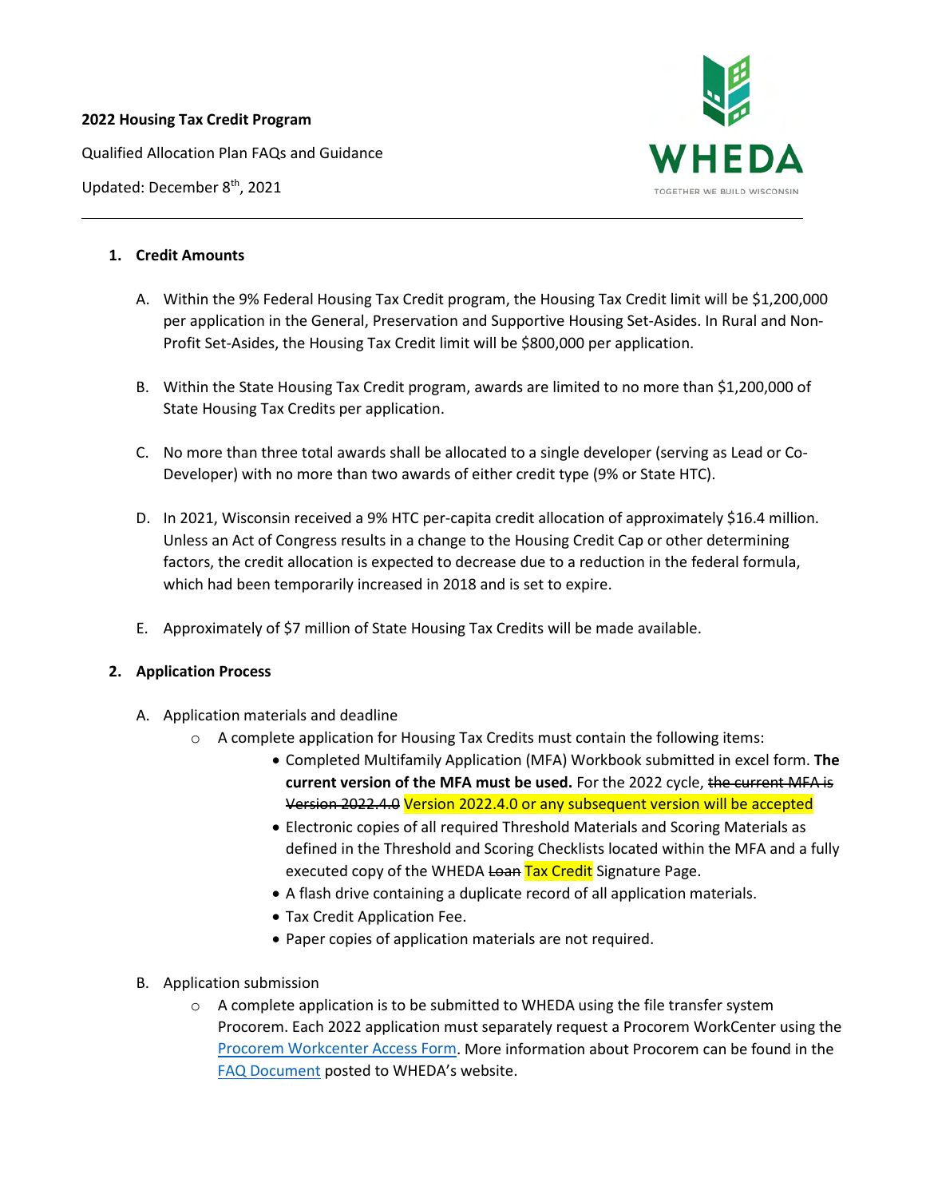**2022 Housing Tax Credit Program**

Qualified Allocation Plan FAQs and Guidance

Updated: December 8th, 2021

---

## 1. Credit Amounts

A. Within the 9% Federal Housing Tax Credit program, the Housing Tax Credit limit will be $1,200,000 per application in the General, Preservation and Supportive Housing Set-Asides. In Rural and Non-Profit Set-Asides, the Housing Tax Credit limit will be $800,000 per application.

B. Within the State Housing Tax Credit program, awards are limited to no more than $1,200,000 of State Housing Tax Credits per application.

C. No more than three total awards shall be allocated to a single developer (serving as Lead or Co-Developer) with no more than two awards of either credit type (9% or State HTC).

D. In 2021, Wisconsin received a 9% HTC per-capita credit allocation of approximately $16.4 million. Unless an Act of Congress results in a change to the Housing Credit Cap or other determining factors, the credit allocation is expected to decrease due to a reduction in the federal formula, which had been temporarily increased in 2018 and is set to expire.

E. Approximately of $7 million of State Housing Tax Credits will be made available.

## 2. Application Process

A. Application materials and deadline
   - A complete application for Housing Tax Credits must contain the following items:
     - Completed Multifamily Application (MFA) Workbook submitted in excel form. **The current version of the MFA must be used.** For the 2022 cycle, ~~the current MFA is Version 2022.4.0~~ Version 2022.4.0 or any subsequent version will be accepted
     - Electronic copies of all required Threshold Materials and Scoring Materials as defined in the Threshold and Scoring Checklists located within the MFA and a fully executed copy of the WHEDA ~~Loan~~ Tax Credit Signature Page.
     - A flash drive containing a duplicate record of all application materials.
     - Tax Credit Application Fee.
     - Paper copies of application materials are not required.

B. Application submission
   - A complete application is to be submitted to WHEDA using the file transfer system Procorem. Each 2022 application must separately request a Procorem WorkCenter using the Procorem Workcenter Access Form. More information about Procorem can be found in the FAQ Document posted to WHEDA's website.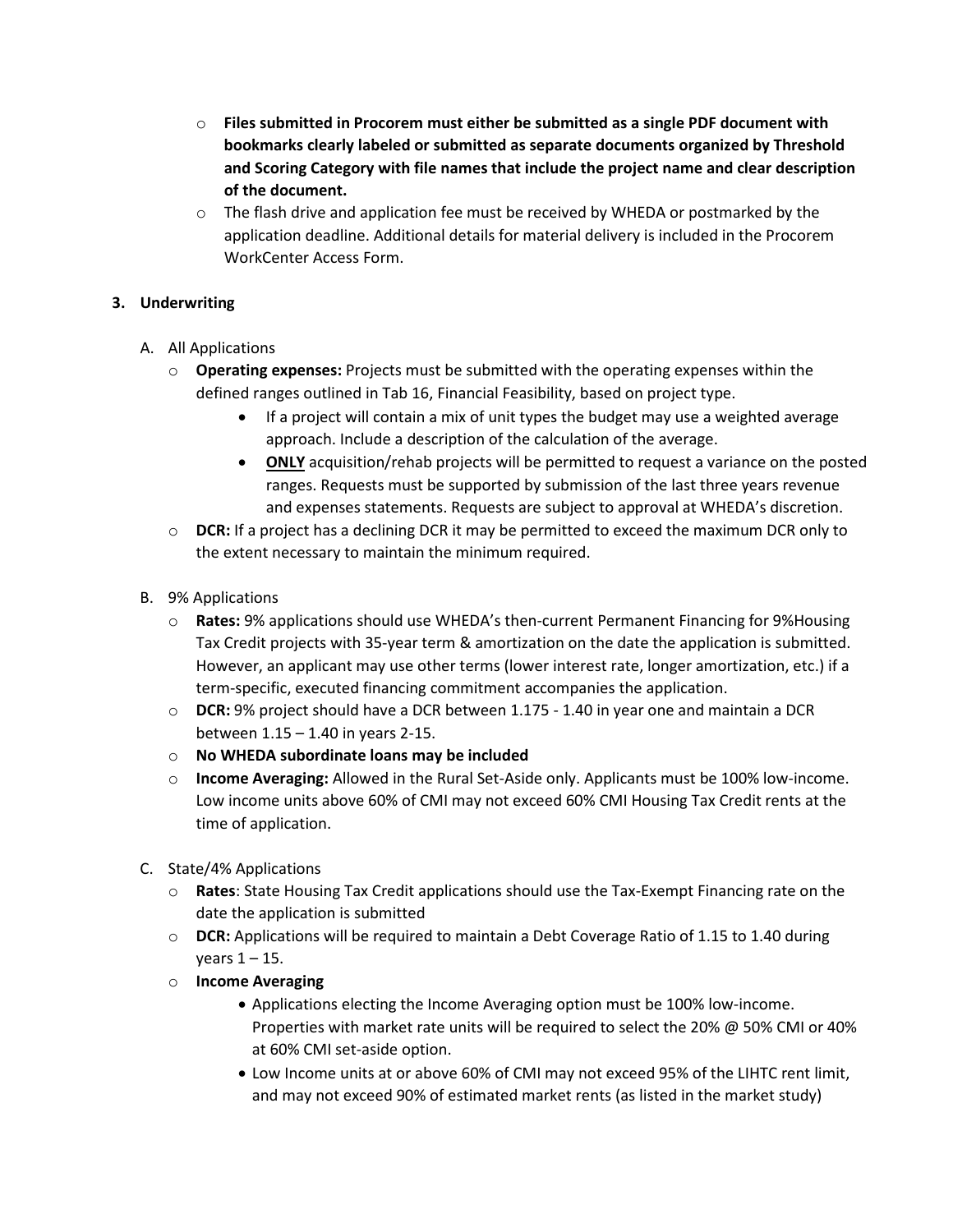- **Files submitted in Procorem must either be submitted as a single PDF document with bookmarks clearly labeled or submitted as separate documents organized by Threshold and Scoring Category with file names that include the project name and clear description of the document.**
- The flash drive and application fee must be received by WHEDA or postmarked by the application deadline. Additional details for material delivery is included in the Procorem WorkCenter Access Form.

## 3. Underwriting

A. All Applications

- **Operating expenses:** Projects must be submitted with the operating expenses within the defined ranges outlined in Tab 16, Financial Feasibility, based on project type.
  - If a project will contain a mix of unit types the budget may use a weighted average approach. Include a description of the calculation of the average.
  - **<u>ONLY</u>** acquisition/rehab projects will be permitted to request a variance on the posted ranges. Requests must be supported by submission of the last three years revenue and expenses statements. Requests are subject to approval at WHEDA's discretion.
- **DCR:** If a project has a declining DCR it may be permitted to exceed the maximum DCR only to the extent necessary to maintain the minimum required.

B. 9% Applications

- **Rates:** 9% applications should use WHEDA's then-current Permanent Financing for 9%Housing Tax Credit projects with 35-year term & amortization on the date the application is submitted. However, an applicant may use other terms (lower interest rate, longer amortization, etc.) if a term-specific, executed financing commitment accompanies the application.
- **DCR:** 9% project should have a DCR between 1.175 - 1.40 in year one and maintain a DCR between 1.15 – 1.40 in years 2-15.
- **No WHEDA subordinate loans may be included**
- **Income Averaging:** Allowed in the Rural Set-Aside only. Applicants must be 100% low-income. Low income units above 60% of CMI may not exceed 60% CMI Housing Tax Credit rents at the time of application.

C. State/4% Applications

- **Rates**: State Housing Tax Credit applications should use the Tax-Exempt Financing rate on the date the application is submitted
- **DCR:** Applications will be required to maintain a Debt Coverage Ratio of 1.15 to 1.40 during years 1 – 15.
- **Income Averaging**
  - Applications electing the Income Averaging option must be 100% low-income. Properties with market rate units will be required to select the 20% @ 50% CMI or 40% at 60% CMI set-aside option.
  - Low Income units at or above 60% of CMI may not exceed 95% of the LIHTC rent limit, and may not exceed 90% of estimated market rents (as listed in the market study)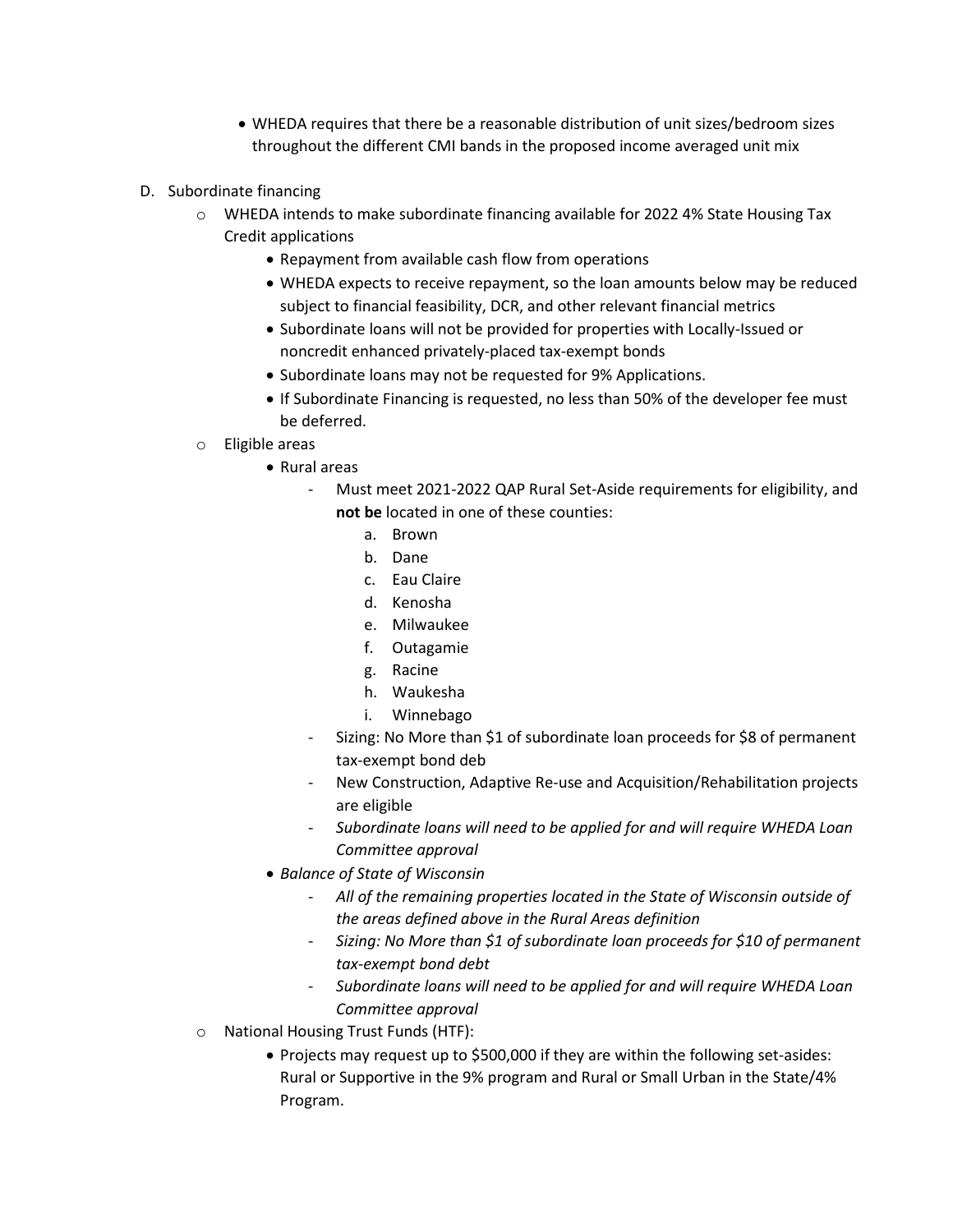- WHEDA requires that there be a reasonable distribution of unit sizes/bedroom sizes throughout the different CMI bands in the proposed income averaged unit mix

D. Subordinate financing

- WHEDA intends to make subordinate financing available for 2022 4% State Housing Tax Credit applications
  - Repayment from available cash flow from operations
  - WHEDA expects to receive repayment, so the loan amounts below may be reduced subject to financial feasibility, DCR, and other relevant financial metrics
  - Subordinate loans will not be provided for properties with Locally-Issued or noncredit enhanced privately-placed tax-exempt bonds
  - Subordinate loans may not be requested for 9% Applications.
  - If Subordinate Financing is requested, no less than 50% of the developer fee must be deferred.
- Eligible areas
  - Rural areas
    - Must meet 2021-2022 QAP Rural Set-Aside requirements for eligibility, and **not be** located in one of these counties:
      a. Brown
      b. Dane
      c. Eau Claire
      d. Kenosha
      e. Milwaukee
      f. Outagamie
      g. Racine
      h. Waukesha
      i. Winnebago
    - Sizing: No More than $1 of subordinate loan proceeds for $8 of permanent tax-exempt bond deb
    - New Construction, Adaptive Re-use and Acquisition/Rehabilitation projects are eligible
    - *Subordinate loans will need to be applied for and will require WHEDA Loan Committee approval*
  - *Balance of State of Wisconsin*
    - *All of the remaining properties located in the State of Wisconsin outside of the areas defined above in the Rural Areas definition*
    - *Sizing: No More than $1 of subordinate loan proceeds for $10 of permanent tax-exempt bond debt*
    - *Subordinate loans will need to be applied for and will require WHEDA Loan Committee approval*
- National Housing Trust Funds (HTF):
  - Projects may request up to $500,000 if they are within the following set-asides: Rural or Supportive in the 9% program and Rural or Small Urban in the State/4% Program.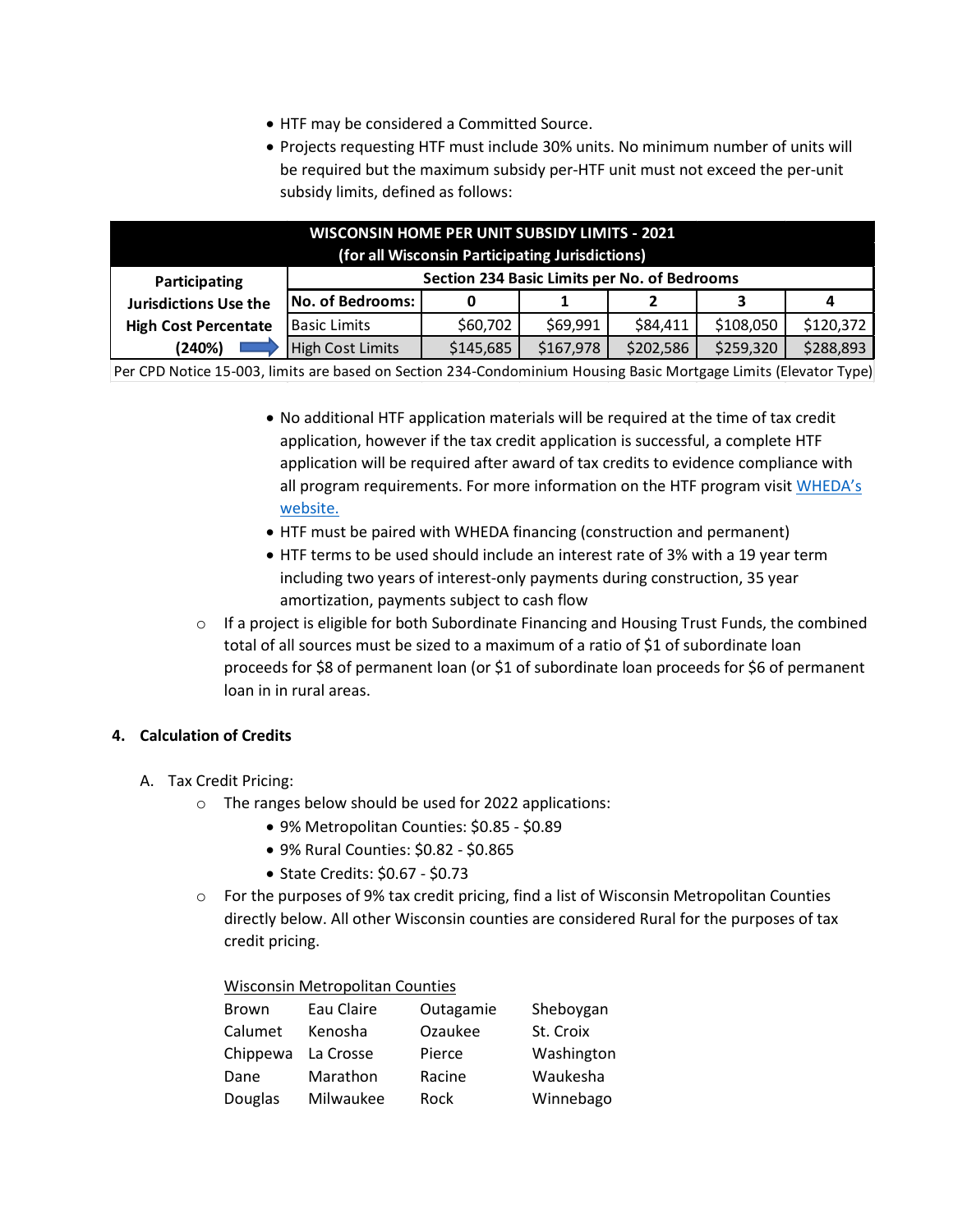- HTF may be considered a Committed Source.
- Projects requesting HTF must include 30% units. No minimum number of units will be required but the maximum subsidy per-HTF unit must not exceed the per-unit subsidy limits, defined as follows:

| WISCONSIN HOME PER UNIT SUBSIDY LIMITS - 2021 (for all Wisconsin Participating Jurisdictions) | | | | | | |
|---|---|---|---|---|---|---|
| Participating Jurisdictions Use the High Cost Percentate (240%) | Section 234 Basic Limits per No. of Bedrooms | | | | | |
| | No. of Bedrooms: | 0 | 1 | 2 | 3 | 4 |
| | Basic Limits | $60,702 | $69,991 | $84,411 | $108,050 | $120,372 |
| | High Cost Limits | $145,685 | $167,978 | $202,586 | $259,320 | $288,893 |
| Per CPD Notice 15-003, limits are based on Section 234-Condominium Housing Basic Mortgage Limits (Elevator Type) | | | | | | |

- No additional HTF application materials will be required at the time of tax credit application, however if the tax credit application is successful, a complete HTF application will be required after award of tax credits to evidence compliance with all program requirements. For more information on the HTF program visit WHEDA's website.
- HTF must be paired with WHEDA financing (construction and permanent)
- HTF terms to be used should include an interest rate of 3% with a 19 year term including two years of interest-only payments during construction, 35 year amortization, payments subject to cash flow

- If a project is eligible for both Subordinate Financing and Housing Trust Funds, the combined total of all sources must be sized to a maximum of a ratio of $1 of subordinate loan proceeds for $8 of permanent loan (or $1 of subordinate loan proceeds for $6 of permanent loan in in rural areas.

**4. Calculation of Credits**

A. Tax Credit Pricing:

- The ranges below should be used for 2022 applications:
  - 9% Metropolitan Counties: $0.85 - $0.89
  - 9% Rural Counties: $0.82 - $0.865
  - State Credits: $0.67 - $0.73
- For the purposes of 9% tax credit pricing, find a list of Wisconsin Metropolitan Counties directly below. All other Wisconsin counties are considered Rural for the purposes of tax credit pricing.

Wisconsin Metropolitan Counties

| | | | |
|---|---|---|---|
| Brown | Eau Claire | Outagamie | Sheboygan |
| Calumet | Kenosha | Ozaukee | St. Croix |
| Chippewa | La Crosse | Pierce | Washington |
| Dane | Marathon | Racine | Waukesha |
| Douglas | Milwaukee | Rock | Winnebago |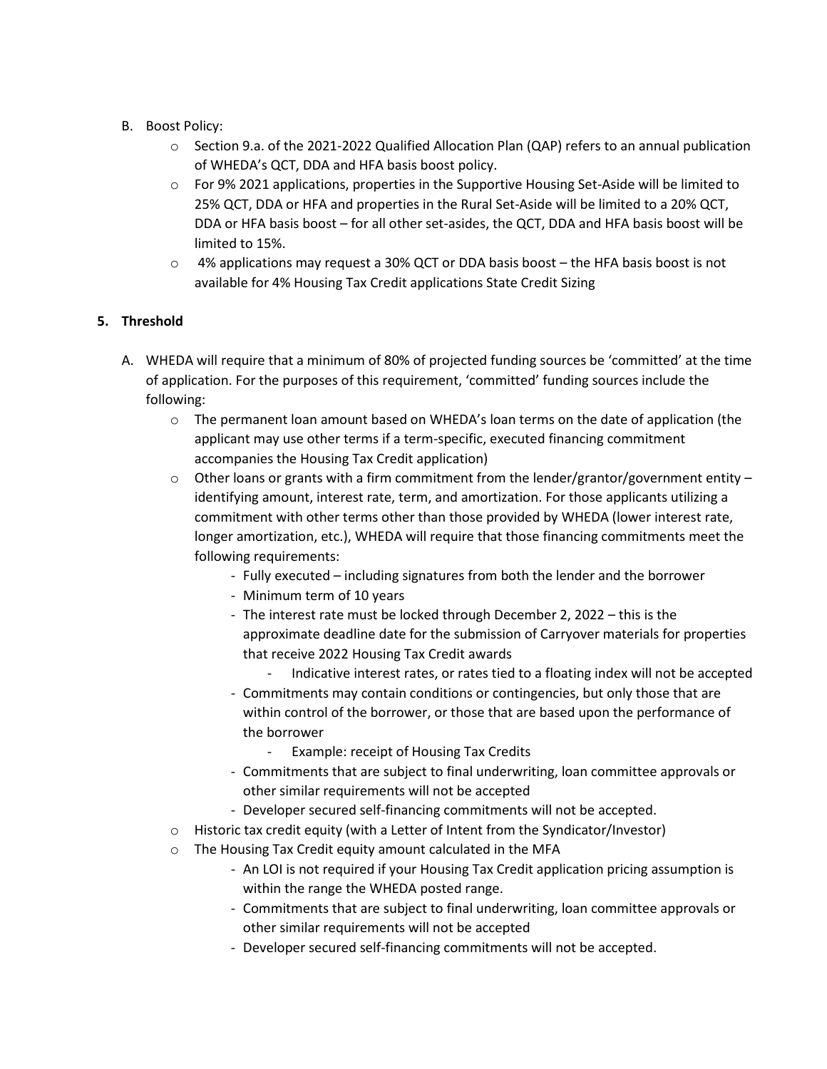B. Boost Policy:
    - Section 9.a. of the 2021-2022 Qualified Allocation Plan (QAP) refers to an annual publication of WHEDA's QCT, DDA and HFA basis boost policy.
    - For 9% 2021 applications, properties in the Supportive Housing Set-Aside will be limited to 25% QCT, DDA or HFA and properties in the Rural Set-Aside will be limited to a 20% QCT, DDA or HFA basis boost – for all other set-asides, the QCT, DDA and HFA basis boost will be limited to 15%.
    - 4% applications may request a 30% QCT or DDA basis boost – the HFA basis boost is not available for 4% Housing Tax Credit applications State Credit Sizing

**5. Threshold**

A. WHEDA will require that a minimum of 80% of projected funding sources be 'committed' at the time of application. For the purposes of this requirement, 'committed' funding sources include the following:
    - The permanent loan amount based on WHEDA's loan terms on the date of application (the applicant may use other terms if a term-specific, executed financing commitment accompanies the Housing Tax Credit application)
    - Other loans or grants with a firm commitment from the lender/grantor/government entity – identifying amount, interest rate, term, and amortization. For those applicants utilizing a commitment with other terms other than those provided by WHEDA (lower interest rate, longer amortization, etc.), WHEDA will require that those financing commitments meet the following requirements:
        - Fully executed – including signatures from both the lender and the borrower
        - Minimum term of 10 years
        - The interest rate must be locked through December 2, 2022 – this is the approximate deadline date for the submission of Carryover materials for properties that receive 2022 Housing Tax Credit awards
            - Indicative interest rates, or rates tied to a floating index will not be accepted
        - Commitments may contain conditions or contingencies, but only those that are within control of the borrower, or those that are based upon the performance of the borrower
            - Example: receipt of Housing Tax Credits
        - Commitments that are subject to final underwriting, loan committee approvals or other similar requirements will not be accepted
        - Developer secured self-financing commitments will not be accepted.
    - Historic tax credit equity (with a Letter of Intent from the Syndicator/Investor)
    - The Housing Tax Credit equity amount calculated in the MFA
        - An LOI is not required if your Housing Tax Credit application pricing assumption is within the range the WHEDA posted range.
        - Commitments that are subject to final underwriting, loan committee approvals or other similar requirements will not be accepted
        - Developer secured self-financing commitments will not be accepted.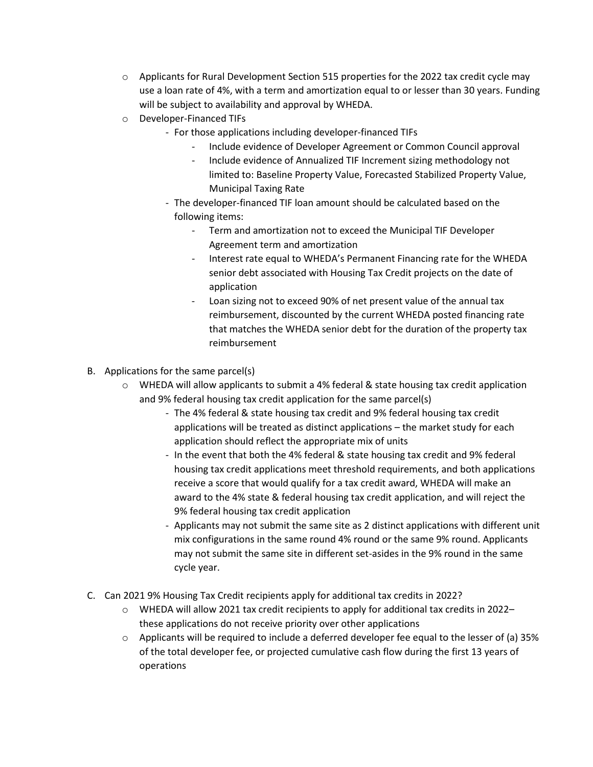- Applicants for Rural Development Section 515 properties for the 2022 tax credit cycle may use a loan rate of 4%, with a term and amortization equal to or lesser than 30 years. Funding will be subject to availability and approval by WHEDA.
- Developer-Financed TIFs
  - For those applications including developer-financed TIFs
    - Include evidence of Developer Agreement or Common Council approval
    - Include evidence of Annualized TIF Increment sizing methodology not limited to: Baseline Property Value, Forecasted Stabilized Property Value, Municipal Taxing Rate
  - The developer-financed TIF loan amount should be calculated based on the following items:
    - Term and amortization not to exceed the Municipal TIF Developer Agreement term and amortization
    - Interest rate equal to WHEDA's Permanent Financing rate for the WHEDA senior debt associated with Housing Tax Credit projects on the date of application
    - Loan sizing not to exceed 90% of net present value of the annual tax reimbursement, discounted by the current WHEDA posted financing rate that matches the WHEDA senior debt for the duration of the property tax reimbursement

B. Applications for the same parcel(s)

- WHEDA will allow applicants to submit a 4% federal & state housing tax credit application and 9% federal housing tax credit application for the same parcel(s)
  - The 4% federal & state housing tax credit and 9% federal housing tax credit applications will be treated as distinct applications – the market study for each application should reflect the appropriate mix of units
  - In the event that both the 4% federal & state housing tax credit and 9% federal housing tax credit applications meet threshold requirements, and both applications receive a score that would qualify for a tax credit award, WHEDA will make an award to the 4% state & federal housing tax credit application, and will reject the 9% federal housing tax credit application
  - Applicants may not submit the same site as 2 distinct applications with different unit mix configurations in the same round 4% round or the same 9% round. Applicants may not submit the same site in different set-asides in the 9% round in the same cycle year.

C. Can 2021 9% Housing Tax Credit recipients apply for additional tax credits in 2022?

- WHEDA will allow 2021 tax credit recipients to apply for additional tax credits in 2022– these applications do not receive priority over other applications
- Applicants will be required to include a deferred developer fee equal to the lesser of (a) 35% of the total developer fee, or projected cumulative cash flow during the first 13 years of operations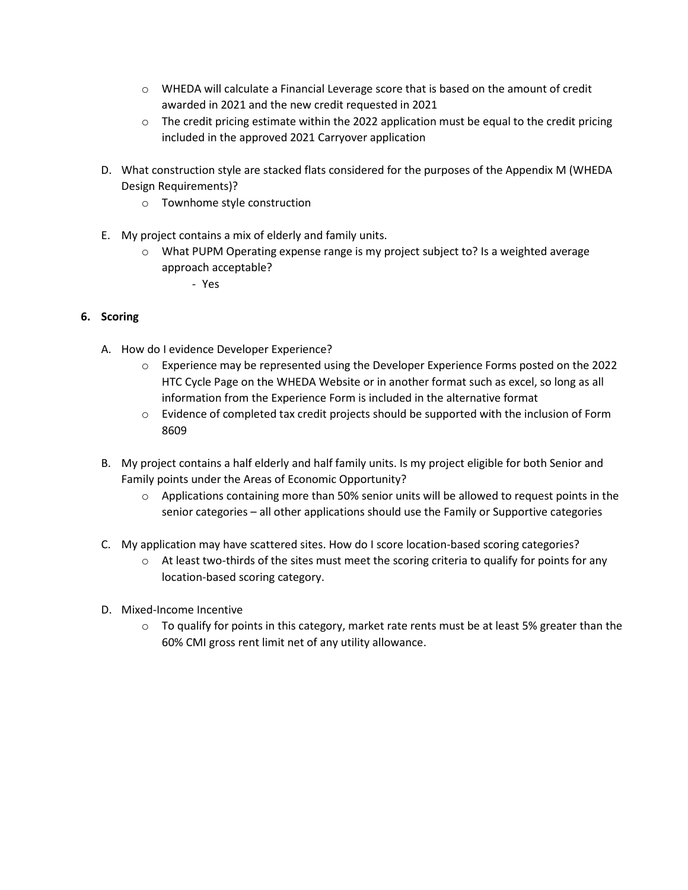- WHEDA will calculate a Financial Leverage score that is based on the amount of credit awarded in 2021 and the new credit requested in 2021
- The credit pricing estimate within the 2022 application must be equal to the credit pricing included in the approved 2021 Carryover application

D. What construction style are stacked flats considered for the purposes of the Appendix M (WHEDA Design Requirements)?

- Townhome style construction

E. My project contains a mix of elderly and family units.

- What PUPM Operating expense range is my project subject to? Is a weighted average approach acceptable?
  - Yes

## 6. Scoring

A. How do I evidence Developer Experience?

- Experience may be represented using the Developer Experience Forms posted on the 2022 HTC Cycle Page on the WHEDA Website or in another format such as excel, so long as all information from the Experience Form is included in the alternative format
- Evidence of completed tax credit projects should be supported with the inclusion of Form 8609

B. My project contains a half elderly and half family units. Is my project eligible for both Senior and Family points under the Areas of Economic Opportunity?

- Applications containing more than 50% senior units will be allowed to request points in the senior categories – all other applications should use the Family or Supportive categories

C. My application may have scattered sites. How do I score location-based scoring categories?

- At least two-thirds of the sites must meet the scoring criteria to qualify for points for any location-based scoring category.

D. Mixed-Income Incentive

- To qualify for points in this category, market rate rents must be at least 5% greater than the 60% CMI gross rent limit net of any utility allowance.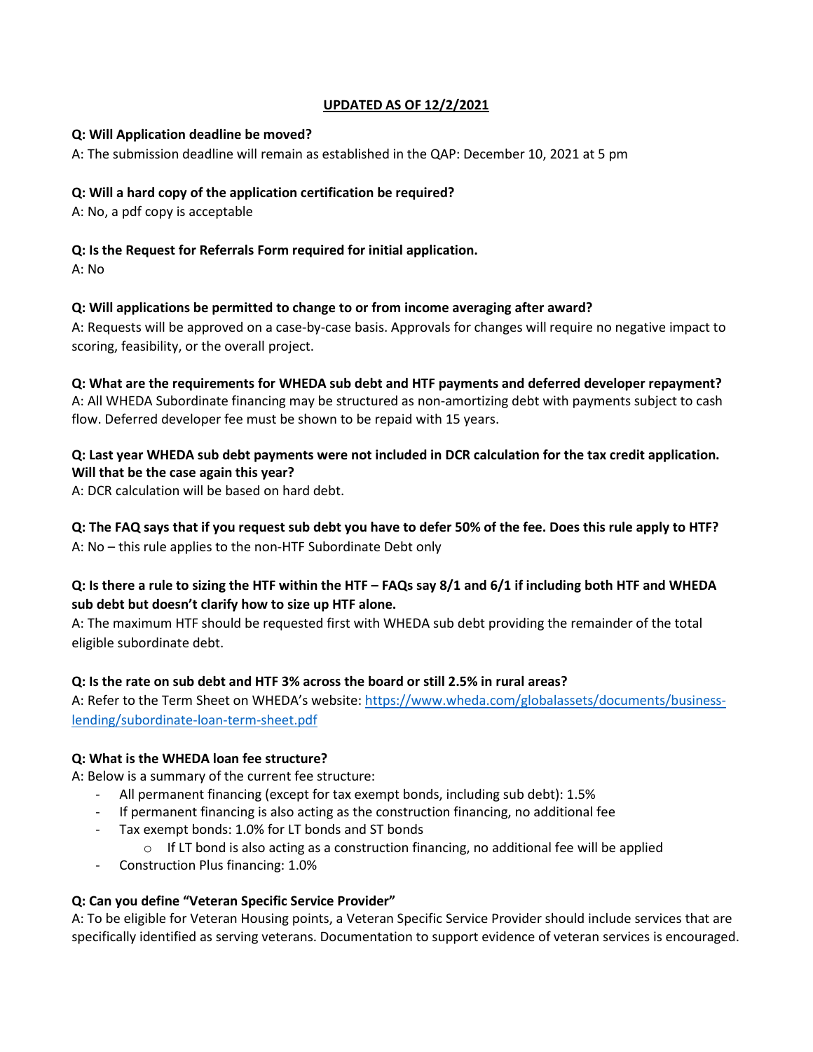**UPDATED AS OF 12/2/2021**

**Q: Will Application deadline be moved?**

A: The submission deadline will remain as established in the QAP: December 10, 2021 at 5 pm

**Q: Will a hard copy of the application certification be required?**

A: No, a pdf copy is acceptable

**Q: Is the Request for Referrals Form required for initial application.**

A: No

**Q: Will applications be permitted to change to or from income averaging after award?**

A: Requests will be approved on a case-by-case basis. Approvals for changes will require no negative impact to scoring, feasibility, or the overall project.

**Q: What are the requirements for WHEDA sub debt and HTF payments and deferred developer repayment?**

A: All WHEDA Subordinate financing may be structured as non-amortizing debt with payments subject to cash flow. Deferred developer fee must be shown to be repaid with 15 years.

**Q: Last year WHEDA sub debt payments were not included in DCR calculation for the tax credit application. Will that be the case again this year?**

A: DCR calculation will be based on hard debt.

**Q: The FAQ says that if you request sub debt you have to defer 50% of the fee. Does this rule apply to HTF?**

A: No – this rule applies to the non-HTF Subordinate Debt only

**Q: Is there a rule to sizing the HTF within the HTF – FAQs say 8/1 and 6/1 if including both HTF and WHEDA sub debt but doesn't clarify how to size up HTF alone.**

A: The maximum HTF should be requested first with WHEDA sub debt providing the remainder of the total eligible subordinate debt.

**Q: Is the rate on sub debt and HTF 3% across the board or still 2.5% in rural areas?**

A: Refer to the Term Sheet on WHEDA's website: [https://www.wheda.com/globalassets/documents/business-lending/subordinate-loan-term-sheet.pdf](https://www.wheda.com/globalassets/documents/business-lending/subordinate-loan-term-sheet.pdf)

**Q: What is the WHEDA loan fee structure?**

A: Below is a summary of the current fee structure:

- All permanent financing (except for tax exempt bonds, including sub debt): 1.5%
- If permanent financing is also acting as the construction financing, no additional fee
- Tax exempt bonds: 1.0% for LT bonds and ST bonds
  - If LT bond is also acting as a construction financing, no additional fee will be applied
- Construction Plus financing: 1.0%

**Q: Can you define "Veteran Specific Service Provider"**

A: To be eligible for Veteran Housing points, a Veteran Specific Service Provider should include services that are specifically identified as serving veterans. Documentation to support evidence of veteran services is encouraged.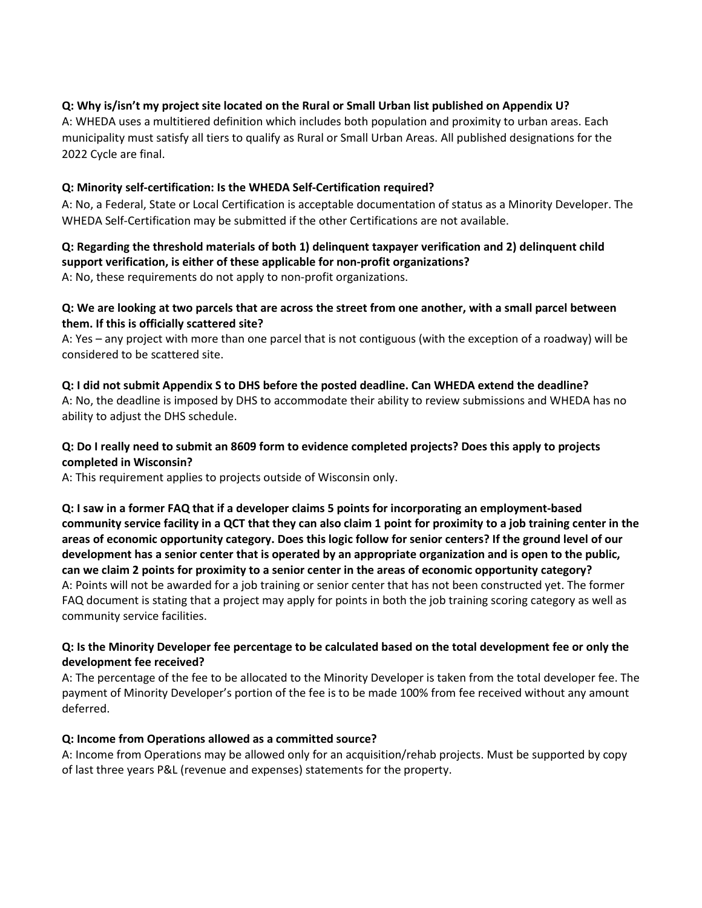**Q: Why is/isn't my project site located on the Rural or Small Urban list published on Appendix U?**
A: WHEDA uses a multitiered definition which includes both population and proximity to urban areas. Each municipality must satisfy all tiers to qualify as Rural or Small Urban Areas. All published designations for the 2022 Cycle are final.

**Q: Minority self-certification: Is the WHEDA Self-Certification required?**
A: No, a Federal, State or Local Certification is acceptable documentation of status as a Minority Developer. The WHEDA Self-Certification may be submitted if the other Certifications are not available.

**Q: Regarding the threshold materials of both 1) delinquent taxpayer verification and 2) delinquent child support verification, is either of these applicable for non-profit organizations?**
A: No, these requirements do not apply to non-profit organizations.

**Q: We are looking at two parcels that are across the street from one another, with a small parcel between them. If this is officially scattered site?**
A: Yes – any project with more than one parcel that is not contiguous (with the exception of a roadway) will be considered to be scattered site.

**Q: I did not submit Appendix S to DHS before the posted deadline. Can WHEDA extend the deadline?**
A: No, the deadline is imposed by DHS to accommodate their ability to review submissions and WHEDA has no ability to adjust the DHS schedule.

**Q: Do I really need to submit an 8609 form to evidence completed projects? Does this apply to projects completed in Wisconsin?**
A: This requirement applies to projects outside of Wisconsin only.

**Q: I saw in a former FAQ that if a developer claims 5 points for incorporating an employment-based community service facility in a QCT that they can also claim 1 point for proximity to a job training center in the areas of economic opportunity category. Does this logic follow for senior centers? If the ground level of our development has a senior center that is operated by an appropriate organization and is open to the public, can we claim 2 points for proximity to a senior center in the areas of economic opportunity category?**
A: Points will not be awarded for a job training or senior center that has not been constructed yet. The former FAQ document is stating that a project may apply for points in both the job training scoring category as well as community service facilities.

**Q: Is the Minority Developer fee percentage to be calculated based on the total development fee or only the development fee received?**
A: The percentage of the fee to be allocated to the Minority Developer is taken from the total developer fee. The payment of Minority Developer's portion of the fee is to be made 100% from fee received without any amount deferred.

**Q: Income from Operations allowed as a committed source?**
A: Income from Operations may be allowed only for an acquisition/rehab projects. Must be supported by copy of last three years P&L (revenue and expenses) statements for the property.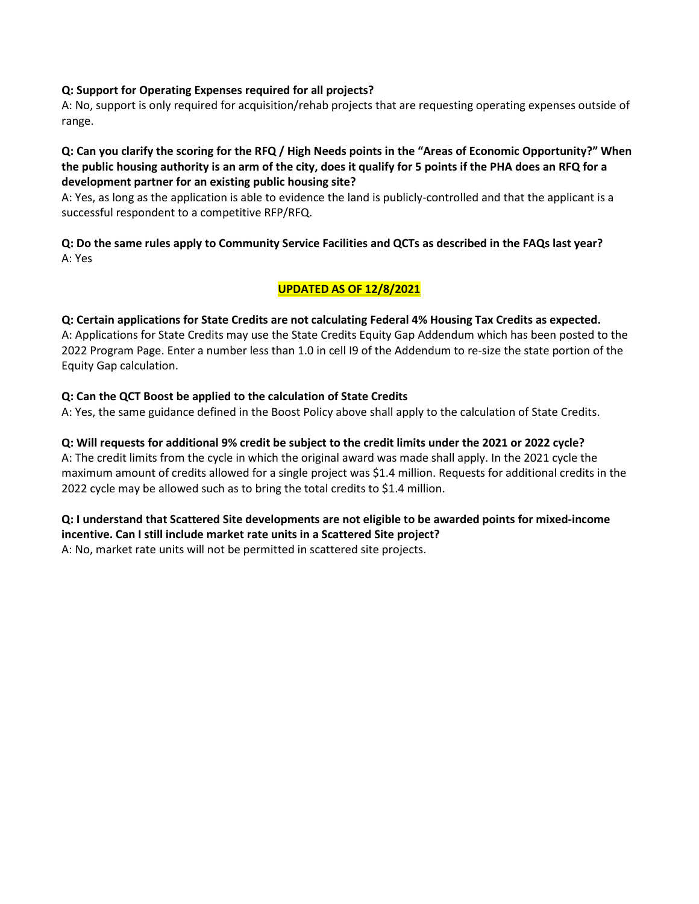**Q: Support for Operating Expenses required for all projects?**
A: No, support is only required for acquisition/rehab projects that are requesting operating expenses outside of range.

**Q: Can you clarify the scoring for the RFQ / High Needs points in the "Areas of Economic Opportunity?" When the public housing authority is an arm of the city, does it qualify for 5 points if the PHA does an RFQ for a development partner for an existing public housing site?**
A: Yes, as long as the application is able to evidence the land is publicly-controlled and that the applicant is a successful respondent to a competitive RFP/RFQ.

**Q: Do the same rules apply to Community Service Facilities and QCTs as described in the FAQs last year?**
A: Yes

**UPDATED AS OF 12/8/2021**

**Q: Certain applications for State Credits are not calculating Federal 4% Housing Tax Credits as expected.**
A: Applications for State Credits may use the State Credits Equity Gap Addendum which has been posted to the 2022 Program Page. Enter a number less than 1.0 in cell I9 of the Addendum to re-size the state portion of the Equity Gap calculation.

**Q: Can the QCT Boost be applied to the calculation of State Credits**
A: Yes, the same guidance defined in the Boost Policy above shall apply to the calculation of State Credits.

**Q: Will requests for additional 9% credit be subject to the credit limits under the 2021 or 2022 cycle?**
A: The credit limits from the cycle in which the original award was made shall apply. In the 2021 cycle the maximum amount of credits allowed for a single project was $1.4 million. Requests for additional credits in the 2022 cycle may be allowed such as to bring the total credits to $1.4 million.

**Q: I understand that Scattered Site developments are not eligible to be awarded points for mixed-income incentive. Can I still include market rate units in a Scattered Site project?**
A: No, market rate units will not be permitted in scattered site projects.